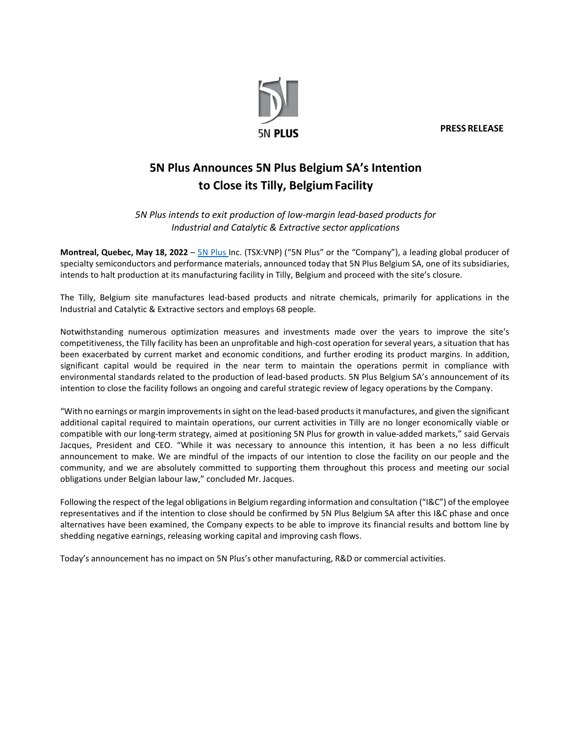5N PLUS

**PRESS RELEASE**

# 5N Plus Announces 5N Plus Belgium SA's Intention to Close its Tilly, Belgium Facility

*5N Plus intends to exit production of low-margin lead-based products for Industrial and Catalytic & Extractive sector applications*

**Montreal, Quebec, May 18, 2022** – 5N Plus Inc. (TSX:VNP) ("5N Plus" or the "Company"), a leading global producer of specialty semiconductors and performance materials, announced today that 5N Plus Belgium SA, one of its subsidiaries, intends to halt production at its manufacturing facility in Tilly, Belgium and proceed with the site's closure.

The Tilly, Belgium site manufactures lead-based products and nitrate chemicals, primarily for applications in the Industrial and Catalytic & Extractive sectors and employs 68 people.

Notwithstanding numerous optimization measures and investments made over the years to improve the site's competitiveness, the Tilly facility has been an unprofitable and high-cost operation for several years, a situation that has been exacerbated by current market and economic conditions, and further eroding its product margins. In addition, significant capital would be required in the near term to maintain the operations permit in compliance with environmental standards related to the production of lead-based products. 5N Plus Belgium SA's announcement of its intention to close the facility follows an ongoing and careful strategic review of legacy operations by the Company.

"With no earnings or margin improvements in sight on the lead-based products it manufactures, and given the significant additional capital required to maintain operations, our current activities in Tilly are no longer economically viable or compatible with our long-term strategy, aimed at positioning 5N Plus for growth in value-added markets," said Gervais Jacques, President and CEO. "While it was necessary to announce this intention, it has been a no less difficult announcement to make. We are mindful of the impacts of our intention to close the facility on our people and the community, and we are absolutely committed to supporting them throughout this process and meeting our social obligations under Belgian labour law," concluded Mr. Jacques.

Following the respect of the legal obligations in Belgium regarding information and consultation ("I&C") of the employee representatives and if the intention to close should be confirmed by 5N Plus Belgium SA after this I&C phase and once alternatives have been examined, the Company expects to be able to improve its financial results and bottom line by shedding negative earnings, releasing working capital and improving cash flows.

Today's announcement has no impact on 5N Plus's other manufacturing, R&D or commercial activities.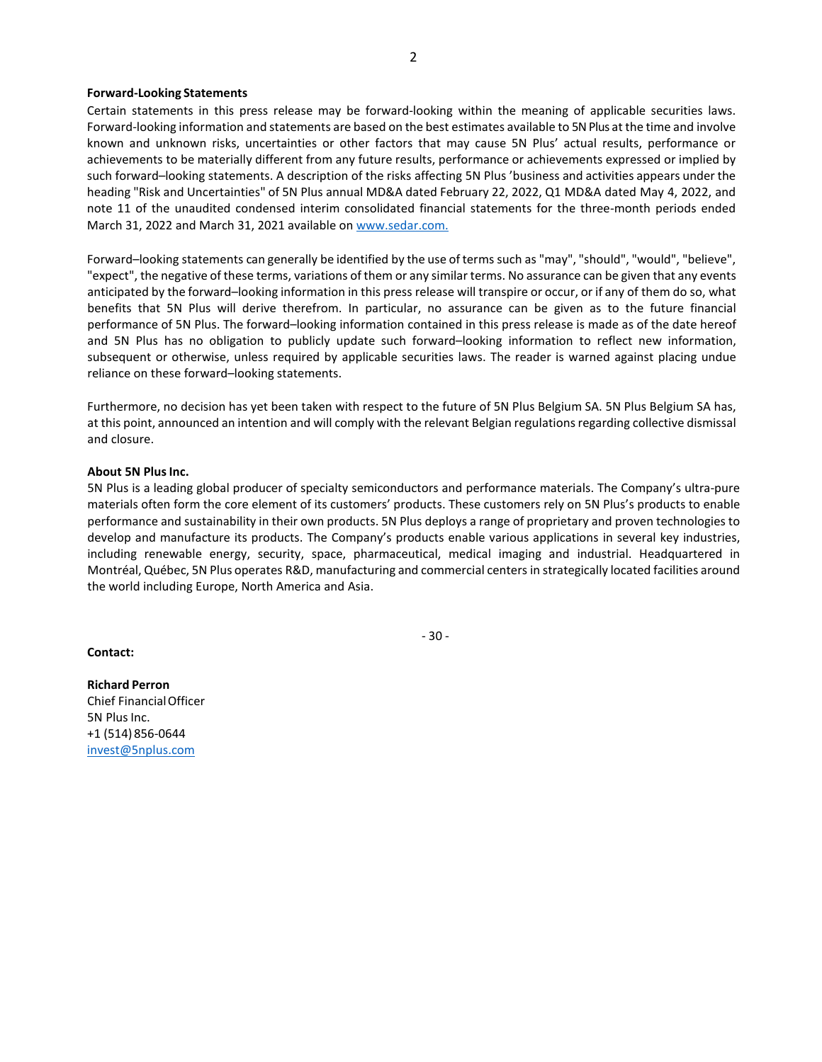**Forward-Looking Statements**

Certain statements in this press release may be forward-looking within the meaning of applicable securities laws. Forward-looking information and statements are based on the best estimates available to 5N Plus at the time and involve known and unknown risks, uncertainties or other factors that may cause 5N Plus' actual results, performance or achievements to be materially different from any future results, performance or achievements expressed or implied by such forward–looking statements. A description of the risks affecting 5N Plus 'business and activities appears under the heading "Risk and Uncertainties" of 5N Plus annual MD&A dated February 22, 2022, Q1 MD&A dated May 4, 2022, and note 11 of the unaudited condensed interim consolidated financial statements for the three-month periods ended March 31, 2022 and March 31, 2021 available on www.sedar.com.

Forward–looking statements can generally be identified by the use of terms such as "may", "should", "would", "believe", "expect", the negative of these terms, variations of them or any similar terms. No assurance can be given that any events anticipated by the forward–looking information in this press release will transpire or occur, or if any of them do so, what benefits that 5N Plus will derive therefrom. In particular, no assurance can be given as to the future financial performance of 5N Plus. The forward–looking information contained in this press release is made as of the date hereof and 5N Plus has no obligation to publicly update such forward–looking information to reflect new information, subsequent or otherwise, unless required by applicable securities laws. The reader is warned against placing undue reliance on these forward–looking statements.

Furthermore, no decision has yet been taken with respect to the future of 5N Plus Belgium SA. 5N Plus Belgium SA has, at this point, announced an intention and will comply with the relevant Belgian regulations regarding collective dismissal and closure.

**About 5N Plus Inc.**

5N Plus is a leading global producer of specialty semiconductors and performance materials. The Company's ultra-pure materials often form the core element of its customers' products. These customers rely on 5N Plus's products to enable performance and sustainability in their own products. 5N Plus deploys a range of proprietary and proven technologies to develop and manufacture its products. The Company's products enable various applications in several key industries, including renewable energy, security, space, pharmaceutical, medical imaging and industrial. Headquartered in Montréal, Québec, 5N Plus operates R&D, manufacturing and commercial centers in strategically located facilities around the world including Europe, North America and Asia.

- 30 -

**Contact:**

**Richard Perron**
Chief Financial Officer
5N Plus Inc.
+1 (514) 856-0644
invest@5nplus.com